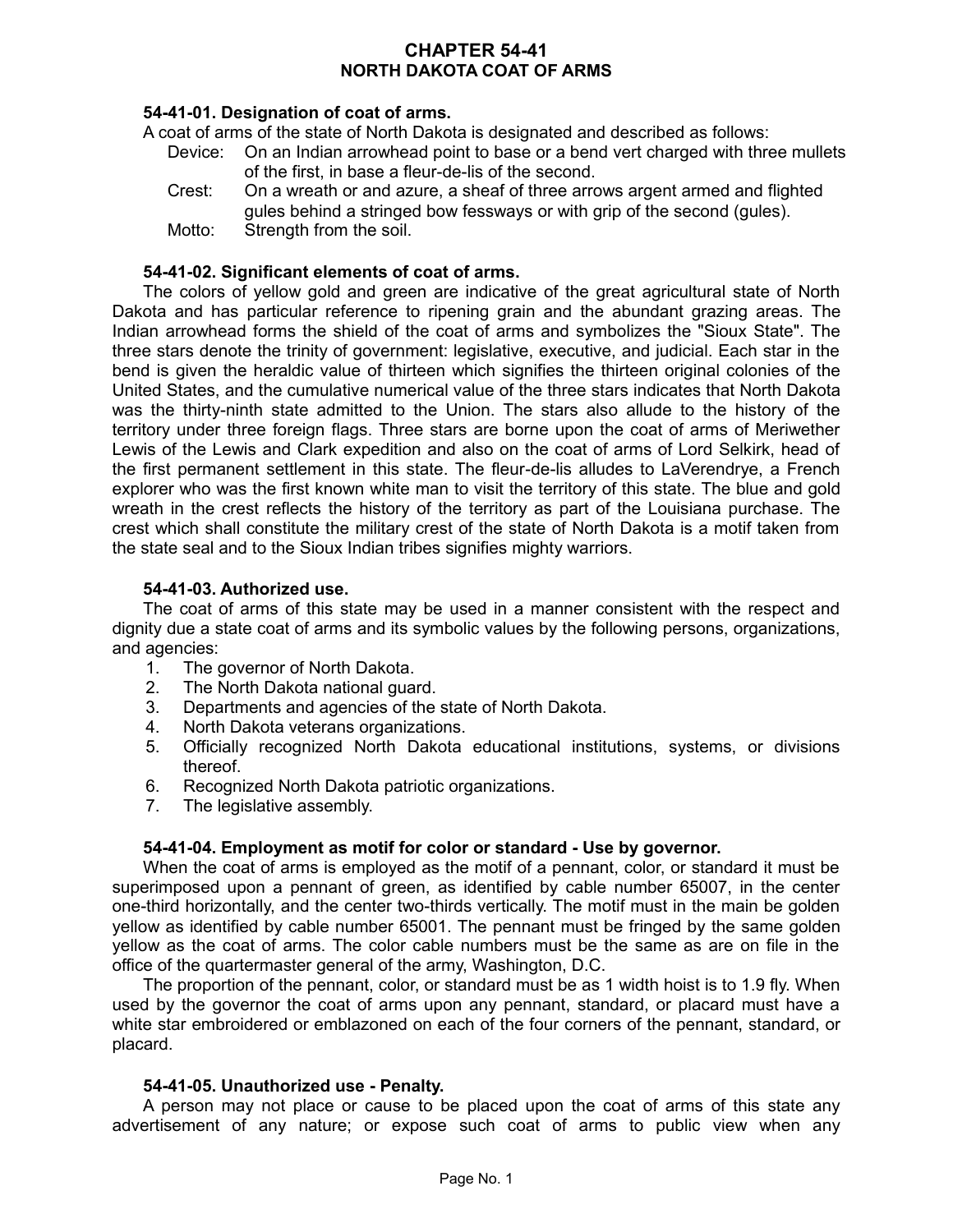# CHAPTER 54-41
# NORTH DAKOTA COAT OF ARMS

### 54-41-01. Designation of coat of arms.

A coat of arms of the state of North Dakota is designated and described as follows:

Device: On an Indian arrowhead point to base or a bend vert charged with three mullets of the first, in base a fleur-de-lis of the second.

Crest: On a wreath or and azure, a sheaf of three arrows argent armed and flighted gules behind a stringed bow fessways or with grip of the second (gules).

Motto: Strength from the soil.

### 54-41-02. Significant elements of coat of arms.

The colors of yellow gold and green are indicative of the great agricultural state of North Dakota and has particular reference to ripening grain and the abundant grazing areas. The Indian arrowhead forms the shield of the coat of arms and symbolizes the "Sioux State". The three stars denote the trinity of government: legislative, executive, and judicial. Each star in the bend is given the heraldic value of thirteen which signifies the thirteen original colonies of the United States, and the cumulative numerical value of the three stars indicates that North Dakota was the thirty-ninth state admitted to the Union. The stars also allude to the history of the territory under three foreign flags. Three stars are borne upon the coat of arms of Meriwether Lewis of the Lewis and Clark expedition and also on the coat of arms of Lord Selkirk, head of the first permanent settlement in this state. The fleur-de-lis alludes to LaVerendrye, a French explorer who was the first known white man to visit the territory of this state. The blue and gold wreath in the crest reflects the history of the territory as part of the Louisiana purchase. The crest which shall constitute the military crest of the state of North Dakota is a motif taken from the state seal and to the Sioux Indian tribes signifies mighty warriors.

### 54-41-03. Authorized use.

The coat of arms of this state may be used in a manner consistent with the respect and dignity due a state coat of arms and its symbolic values by the following persons, organizations, and agencies:

1. The governor of North Dakota.
2. The North Dakota national guard.
3. Departments and agencies of the state of North Dakota.
4. North Dakota veterans organizations.
5. Officially recognized North Dakota educational institutions, systems, or divisions thereof.
6. Recognized North Dakota patriotic organizations.
7. The legislative assembly.

### 54-41-04. Employment as motif for color or standard - Use by governor.

When the coat of arms is employed as the motif of a pennant, color, or standard it must be superimposed upon a pennant of green, as identified by cable number 65007, in the center one-third horizontally, and the center two-thirds vertically. The motif must in the main be golden yellow as identified by cable number 65001. The pennant must be fringed by the same golden yellow as the coat of arms. The color cable numbers must be the same as are on file in the office of the quartermaster general of the army, Washington, D.C.

The proportion of the pennant, color, or standard must be as 1 width hoist is to 1.9 fly. When used by the governor the coat of arms upon any pennant, standard, or placard must have a white star embroidered or emblazoned on each of the four corners of the pennant, standard, or placard.

### 54-41-05. Unauthorized use - Penalty.

A person may not place or cause to be placed upon the coat of arms of this state any advertisement of any nature; or expose such coat of arms to public view when any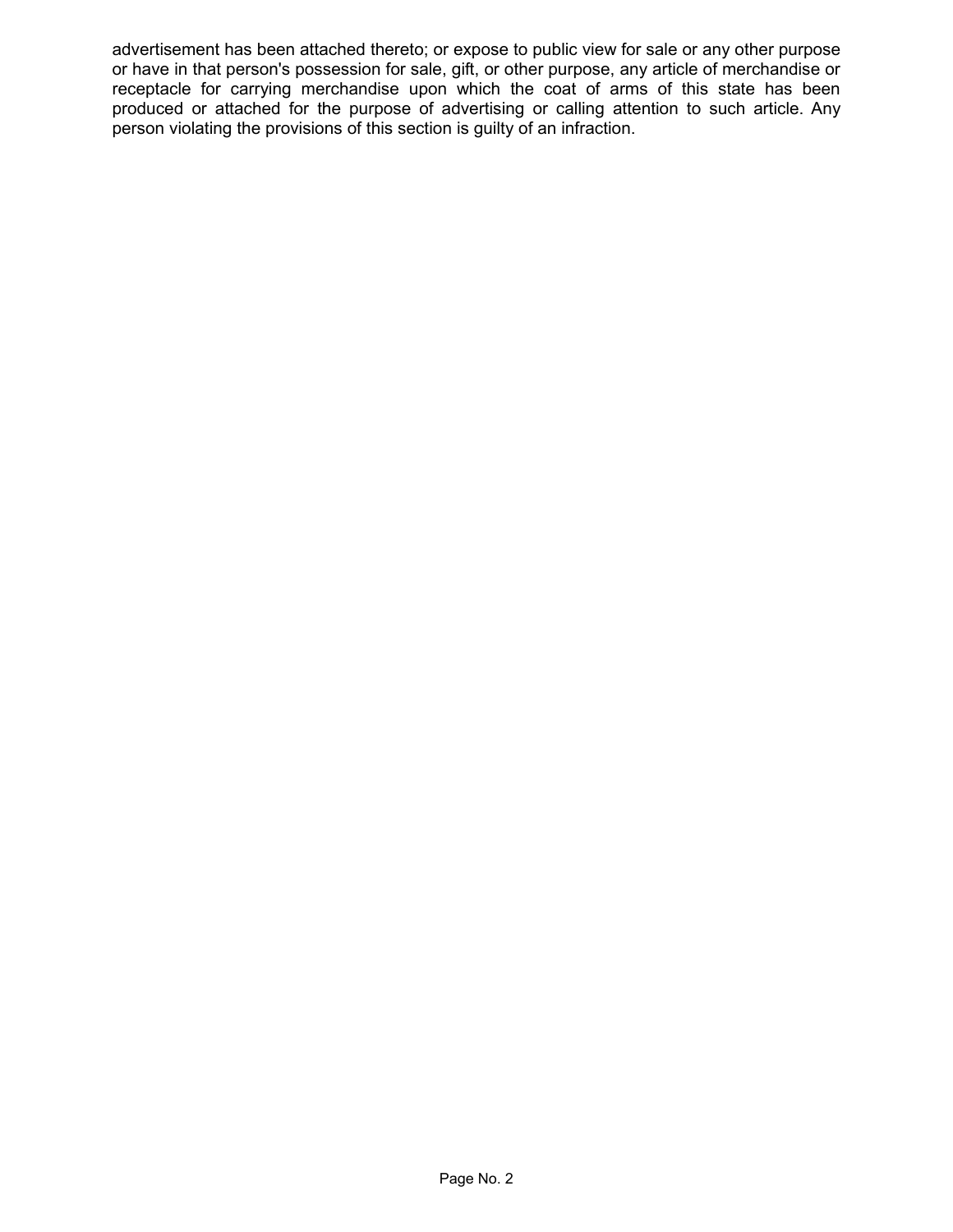advertisement has been attached thereto; or expose to public view for sale or any other purpose or have in that person's possession for sale, gift, or other purpose, any article of merchandise or receptacle for carrying merchandise upon which the coat of arms of this state has been produced or attached for the purpose of advertising or calling attention to such article. Any person violating the provisions of this section is guilty of an infraction.